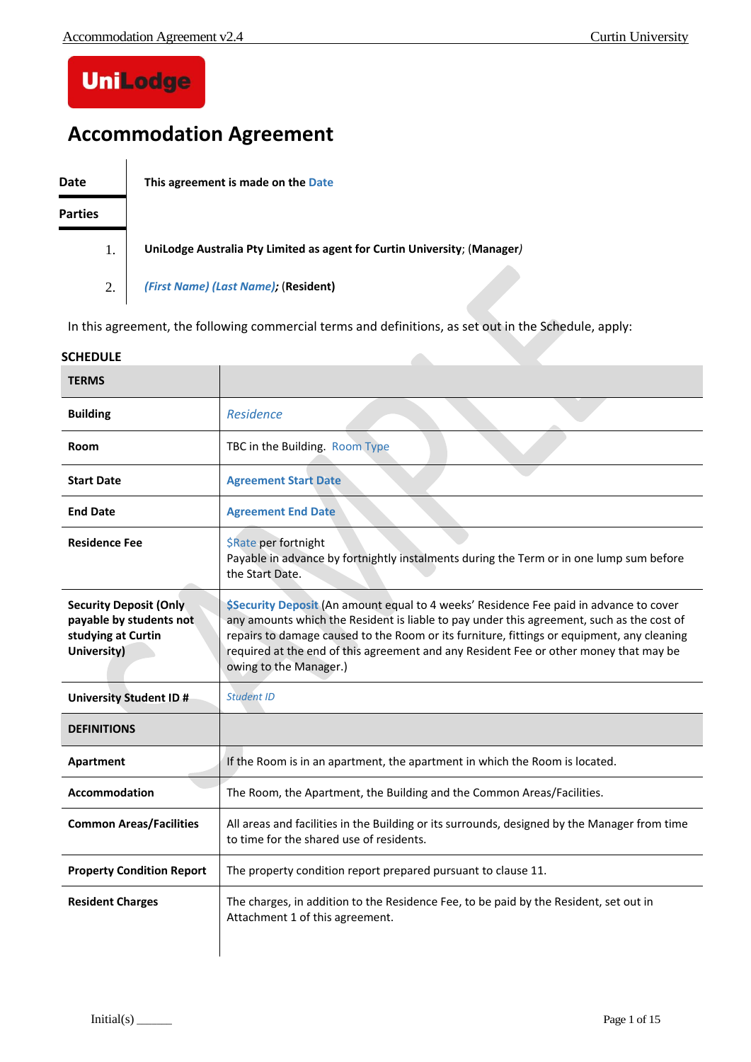UniLodge

# Accommodation Agreement

| | |
|---|---|
| **Date** | **This agreement is made on the Date** |
| **Parties** | |
| 1. | **UniLodge Australia Pty Limited as agent for Curtin University**; (**Manager**) |
| 2. | ***(First Name) (Last Name)***; (**Resident**) |

In this agreement, the following commercial terms and definitions, as set out in the Schedule, apply:

**SCHEDULE**

| **TERMS** | |
|---|---|
| **Building** | *Residence* |
| **Room** | TBC in the Building. Room Type |
| **Start Date** | **Agreement Start Date** |
| **End Date** | **Agreement End Date** |
| **Residence Fee** | $Rate per fortnight<br>Payable in advance by fortnightly instalments during the Term or in one lump sum before the Start Date. |
| **Security Deposit (Only payable by students not studying at Curtin University)** | **$Security Deposit** (An amount equal to 4 weeks' Residence Fee paid in advance to cover any amounts which the Resident is liable to pay under this agreement, such as the cost of repairs to damage caused to the Room or its furniture, fittings or equipment, any cleaning required at the end of this agreement and any Resident Fee or other money that may be owing to the Manager.) |
| **University Student ID #** | *Student ID* |
| **DEFINITIONS** | |
| **Apartment** | If the Room is in an apartment, the apartment in which the Room is located. |
| **Accommodation** | The Room, the Apartment, the Building and the Common Areas/Facilities. |
| **Common Areas/Facilities** | All areas and facilities in the Building or its surrounds, designed by the Manager from time to time for the shared use of residents. |
| **Property Condition Report** | The property condition report prepared pursuant to clause 11. |
| **Resident Charges** | The charges, in addition to the Residence Fee, to be paid by the Resident, set out in Attachment 1 of this agreement. |

Initial(s) ______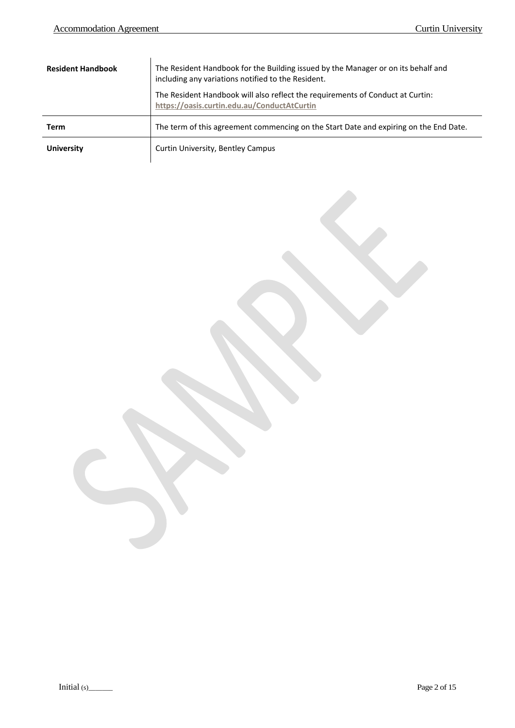| | |
|---|---|
| **Resident Handbook** | The Resident Handbook for the Building issued by the Manager or on its behalf and including any variations notified to the Resident.<br><br>The Resident Handbook will also reflect the requirements of Conduct at Curtin: **https://oasis.curtin.edu.au/ConductAtCurtin** |
| **Term** | The term of this agreement commencing on the Start Date and expiring on the End Date. |
| **University** | Curtin University, Bentley Campus |

Initial (s)______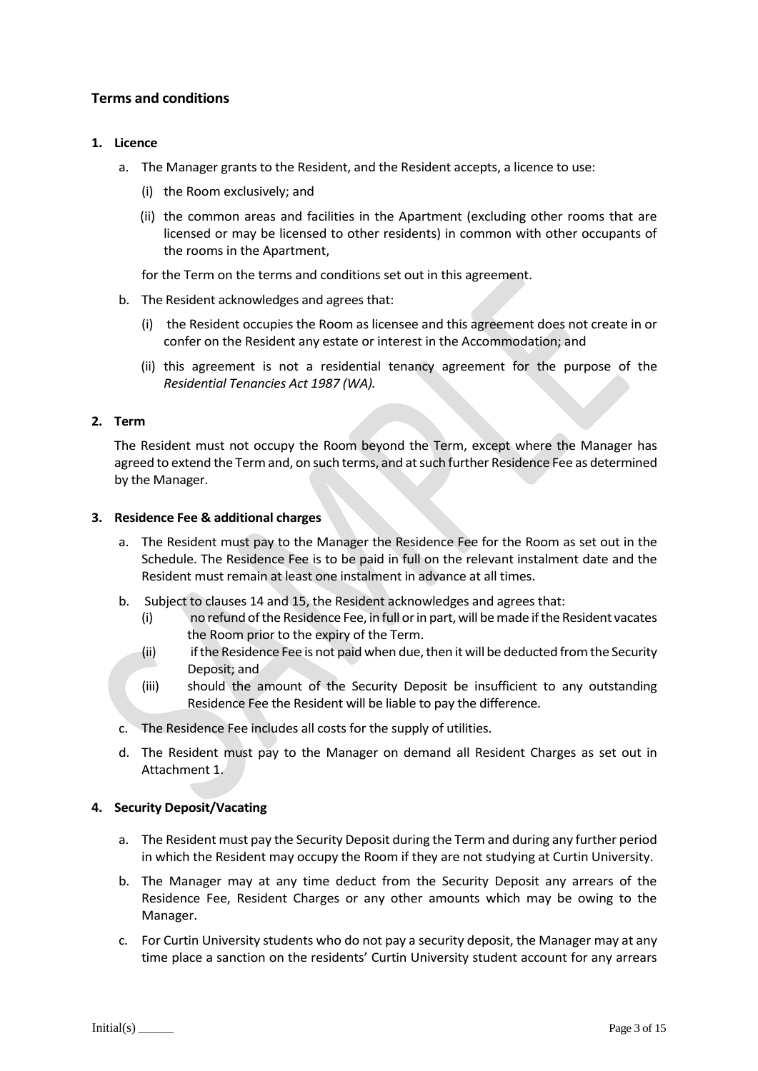## Terms and conditions

### 1. Licence

a. The Manager grants to the Resident, and the Resident accepts, a licence to use:

(i) the Room exclusively; and

(ii) the common areas and facilities in the Apartment (excluding other rooms that are licensed or may be licensed to other residents) in common with other occupants of the rooms in the Apartment,

for the Term on the terms and conditions set out in this agreement.

b. The Resident acknowledges and agrees that:

(i) the Resident occupies the Room as licensee and this agreement does not create in or confer on the Resident any estate or interest in the Accommodation; and

(ii) this agreement is not a residential tenancy agreement for the purpose of the *Residential Tenancies Act 1987 (WA).*

### 2. Term

The Resident must not occupy the Room beyond the Term, except where the Manager has agreed to extend the Term and, on such terms, and at such further Residence Fee as determined by the Manager.

### 3. Residence Fee & additional charges

a. The Resident must pay to the Manager the Residence Fee for the Room as set out in the Schedule. The Residence Fee is to be paid in full on the relevant instalment date and the Resident must remain at least one instalment in advance at all times.

b. Subject to clauses 14 and 15, the Resident acknowledges and agrees that:

(i) no refund of the Residence Fee, in full or in part, will be made if the Resident vacates the Room prior to the expiry of the Term.

(ii) if the Residence Fee is not paid when due, then it will be deducted from the Security Deposit; and

(iii) should the amount of the Security Deposit be insufficient to any outstanding Residence Fee the Resident will be liable to pay the difference.

c. The Residence Fee includes all costs for the supply of utilities.

d. The Resident must pay to the Manager on demand all Resident Charges as set out in Attachment 1.

### 4. Security Deposit/Vacating

a. The Resident must pay the Security Deposit during the Term and during any further period in which the Resident may occupy the Room if they are not studying at Curtin University.

b. The Manager may at any time deduct from the Security Deposit any arrears of the Residence Fee, Resident Charges or any other amounts which may be owing to the Manager.

c. For Curtin University students who do not pay a security deposit, the Manager may at any time place a sanction on the residents' Curtin University student account for any arrears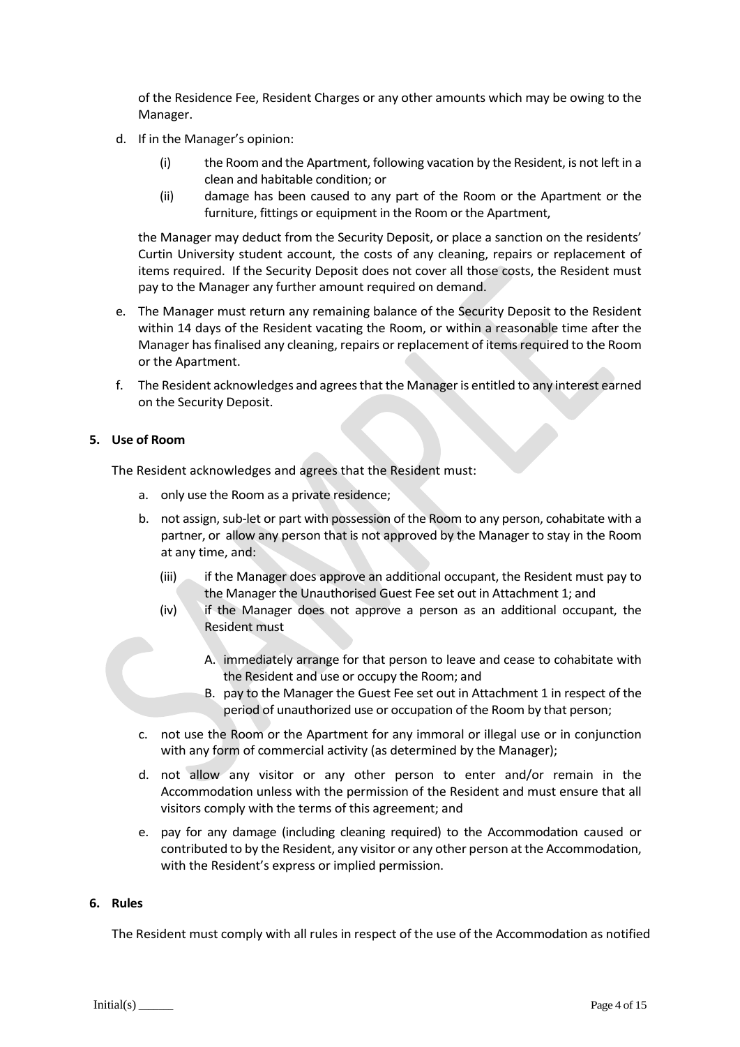of the Residence Fee, Resident Charges or any other amounts which may be owing to the Manager.

d. If in the Manager's opinion:

   (i) the Room and the Apartment, following vacation by the Resident, is not left in a clean and habitable condition; or

   (ii) damage has been caused to any part of the Room or the Apartment or the furniture, fittings or equipment in the Room or the Apartment,

   the Manager may deduct from the Security Deposit, or place a sanction on the residents' Curtin University student account, the costs of any cleaning, repairs or replacement of items required. If the Security Deposit does not cover all those costs, the Resident must pay to the Manager any further amount required on demand.

e. The Manager must return any remaining balance of the Security Deposit to the Resident within 14 days of the Resident vacating the Room, or within a reasonable time after the Manager has finalised any cleaning, repairs or replacement of items required to the Room or the Apartment.

f. The Resident acknowledges and agrees that the Manager is entitled to any interest earned on the Security Deposit.

**5. Use of Room**

The Resident acknowledges and agrees that the Resident must:

a. only use the Room as a private residence;

b. not assign, sub-let or part with possession of the Room to any person, cohabitate with a partner, or allow any person that is not approved by the Manager to stay in the Room at any time, and:

   (iii) if the Manager does approve an additional occupant, the Resident must pay to the Manager the Unauthorised Guest Fee set out in Attachment 1; and

   (iv) if the Manager does not approve a person as an additional occupant, the Resident must

      A. immediately arrange for that person to leave and cease to cohabitate with the Resident and use or occupy the Room; and

      B. pay to the Manager the Guest Fee set out in Attachment 1 in respect of the period of unauthorized use or occupation of the Room by that person;

c. not use the Room or the Apartment for any immoral or illegal use or in conjunction with any form of commercial activity (as determined by the Manager);

d. not allow any visitor or any other person to enter and/or remain in the Accommodation unless with the permission of the Resident and must ensure that all visitors comply with the terms of this agreement; and

e. pay for any damage (including cleaning required) to the Accommodation caused or contributed to by the Resident, any visitor or any other person at the Accommodation, with the Resident's express or implied permission.

**6. Rules**

The Resident must comply with all rules in respect of the use of the Accommodation as notified

Initial(s) ______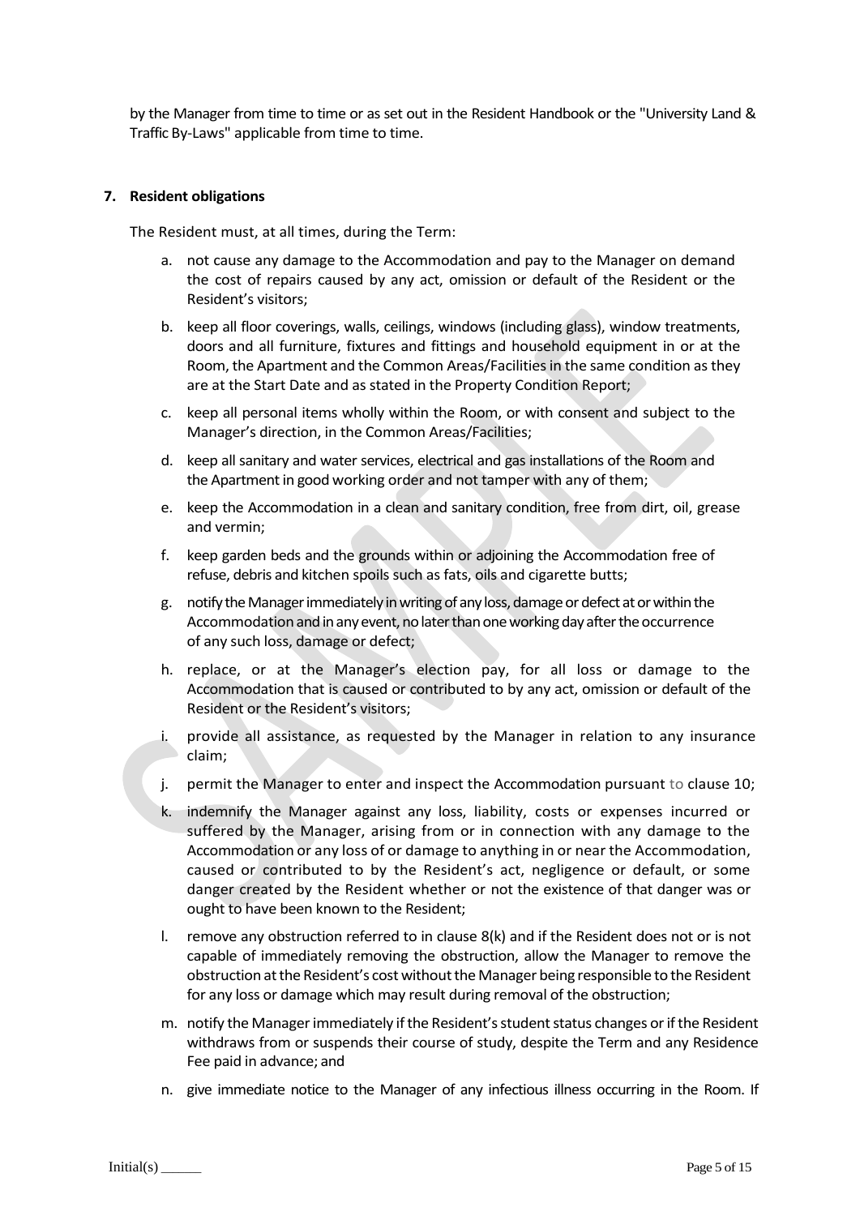by the Manager from time to time or as set out in the Resident Handbook or the "University Land & Traffic By-Laws" applicable from time to time.

## 7. Resident obligations

The Resident must, at all times, during the Term:

a. not cause any damage to the Accommodation and pay to the Manager on demand the cost of repairs caused by any act, omission or default of the Resident or the Resident's visitors;

b. keep all floor coverings, walls, ceilings, windows (including glass), window treatments, doors and all furniture, fixtures and fittings and household equipment in or at the Room, the Apartment and the Common Areas/Facilities in the same condition as they are at the Start Date and as stated in the Property Condition Report;

c. keep all personal items wholly within the Room, or with consent and subject to the Manager's direction, in the Common Areas/Facilities;

d. keep all sanitary and water services, electrical and gas installations of the Room and the Apartment in good working order and not tamper with any of them;

e. keep the Accommodation in a clean and sanitary condition, free from dirt, oil, grease and vermin;

f. keep garden beds and the grounds within or adjoining the Accommodation free of refuse, debris and kitchen spoils such as fats, oils and cigarette butts;

g. notify the Manager immediately in writing of any loss, damage or defect at or within the Accommodation and in any event, no later than one working day after the occurrence of any such loss, damage or defect;

h. replace, or at the Manager's election pay, for all loss or damage to the Accommodation that is caused or contributed to by any act, omission or default of the Resident or the Resident's visitors;

i. provide all assistance, as requested by the Manager in relation to any insurance claim;

j. permit the Manager to enter and inspect the Accommodation pursuant to clause 10;

k. indemnify the Manager against any loss, liability, costs or expenses incurred or suffered by the Manager, arising from or in connection with any damage to the Accommodation or any loss of or damage to anything in or near the Accommodation, caused or contributed to by the Resident's act, negligence or default, or some danger created by the Resident whether or not the existence of that danger was or ought to have been known to the Resident;

l. remove any obstruction referred to in clause 8(k) and if the Resident does not or is not capable of immediately removing the obstruction, allow the Manager to remove the obstruction at the Resident's cost without the Manager being responsible to the Resident for any loss or damage which may result during removal of the obstruction;

m. notify the Manager immediately if the Resident's student status changes or if the Resident withdraws from or suspends their course of study, despite the Term and any Residence Fee paid in advance; and

n. give immediate notice to the Manager of any infectious illness occurring in the Room. If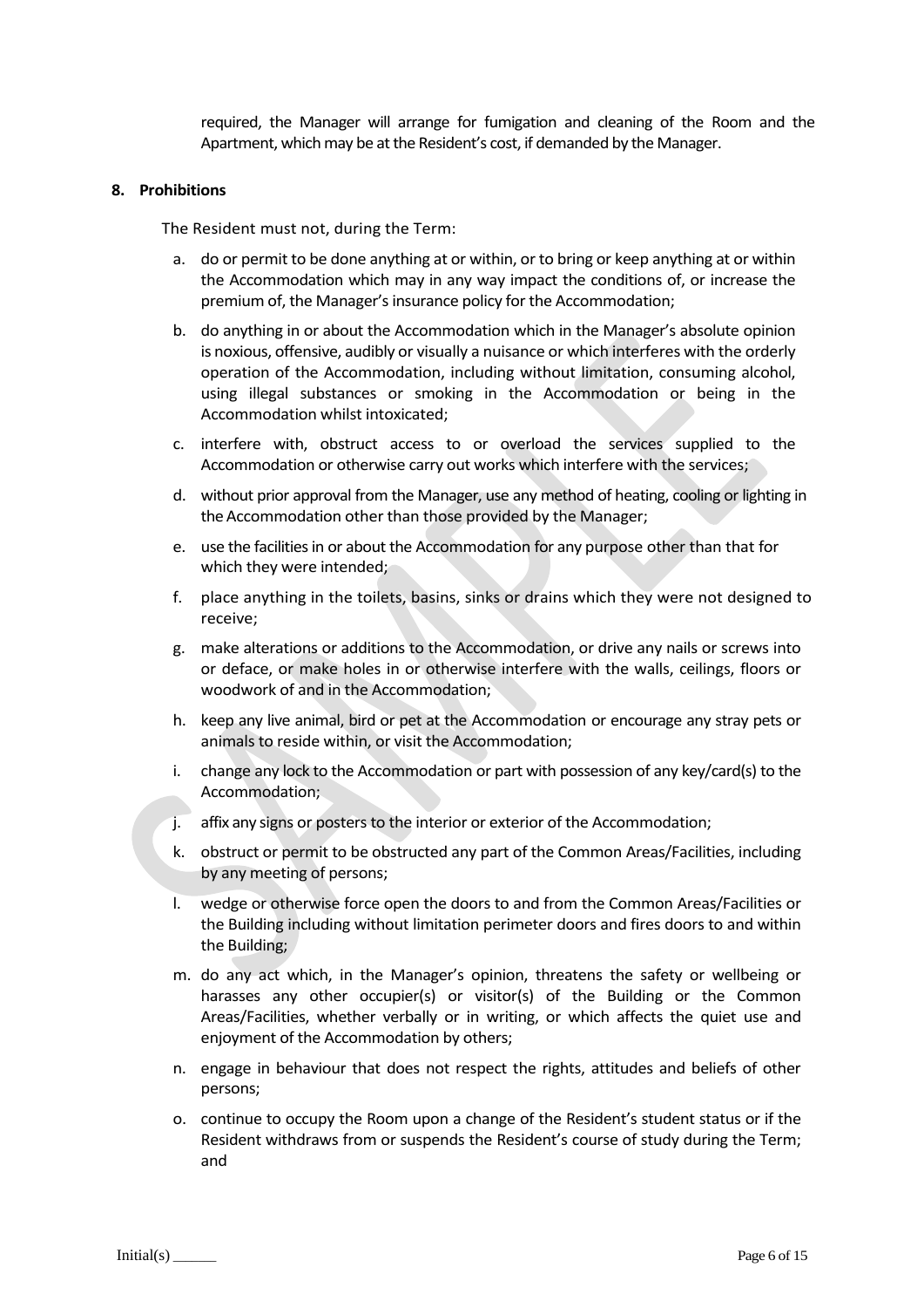required, the Manager will arrange for fumigation and cleaning of the Room and the Apartment, which may be at the Resident's cost, if demanded by the Manager.

**8. Prohibitions**

The Resident must not, during the Term:

a. do or permit to be done anything at or within, or to bring or keep anything at or within the Accommodation which may in any way impact the conditions of, or increase the premium of, the Manager's insurance policy for the Accommodation;

b. do anything in or about the Accommodation which in the Manager's absolute opinion is noxious, offensive, audibly or visually a nuisance or which interferes with the orderly operation of the Accommodation, including without limitation, consuming alcohol, using illegal substances or smoking in the Accommodation or being in the Accommodation whilst intoxicated;

c. interfere with, obstruct access to or overload the services supplied to the Accommodation or otherwise carry out works which interfere with the services;

d. without prior approval from the Manager, use any method of heating, cooling or lighting in the Accommodation other than those provided by the Manager;

e. use the facilities in or about the Accommodation for any purpose other than that for which they were intended;

f. place anything in the toilets, basins, sinks or drains which they were not designed to receive;

g. make alterations or additions to the Accommodation, or drive any nails or screws into or deface, or make holes in or otherwise interfere with the walls, ceilings, floors or woodwork of and in the Accommodation;

h. keep any live animal, bird or pet at the Accommodation or encourage any stray pets or animals to reside within, or visit the Accommodation;

i. change any lock to the Accommodation or part with possession of any key/card(s) to the Accommodation;

j. affix any signs or posters to the interior or exterior of the Accommodation;

k. obstruct or permit to be obstructed any part of the Common Areas/Facilities, including by any meeting of persons;

l. wedge or otherwise force open the doors to and from the Common Areas/Facilities or the Building including without limitation perimeter doors and fires doors to and within the Building;

m. do any act which, in the Manager's opinion, threatens the safety or wellbeing or harasses any other occupier(s) or visitor(s) of the Building or the Common Areas/Facilities, whether verbally or in writing, or which affects the quiet use and enjoyment of the Accommodation by others;

n. engage in behaviour that does not respect the rights, attitudes and beliefs of other persons;

o. continue to occupy the Room upon a change of the Resident's student status or if the Resident withdraws from or suspends the Resident's course of study during the Term; and

Initial(s) ______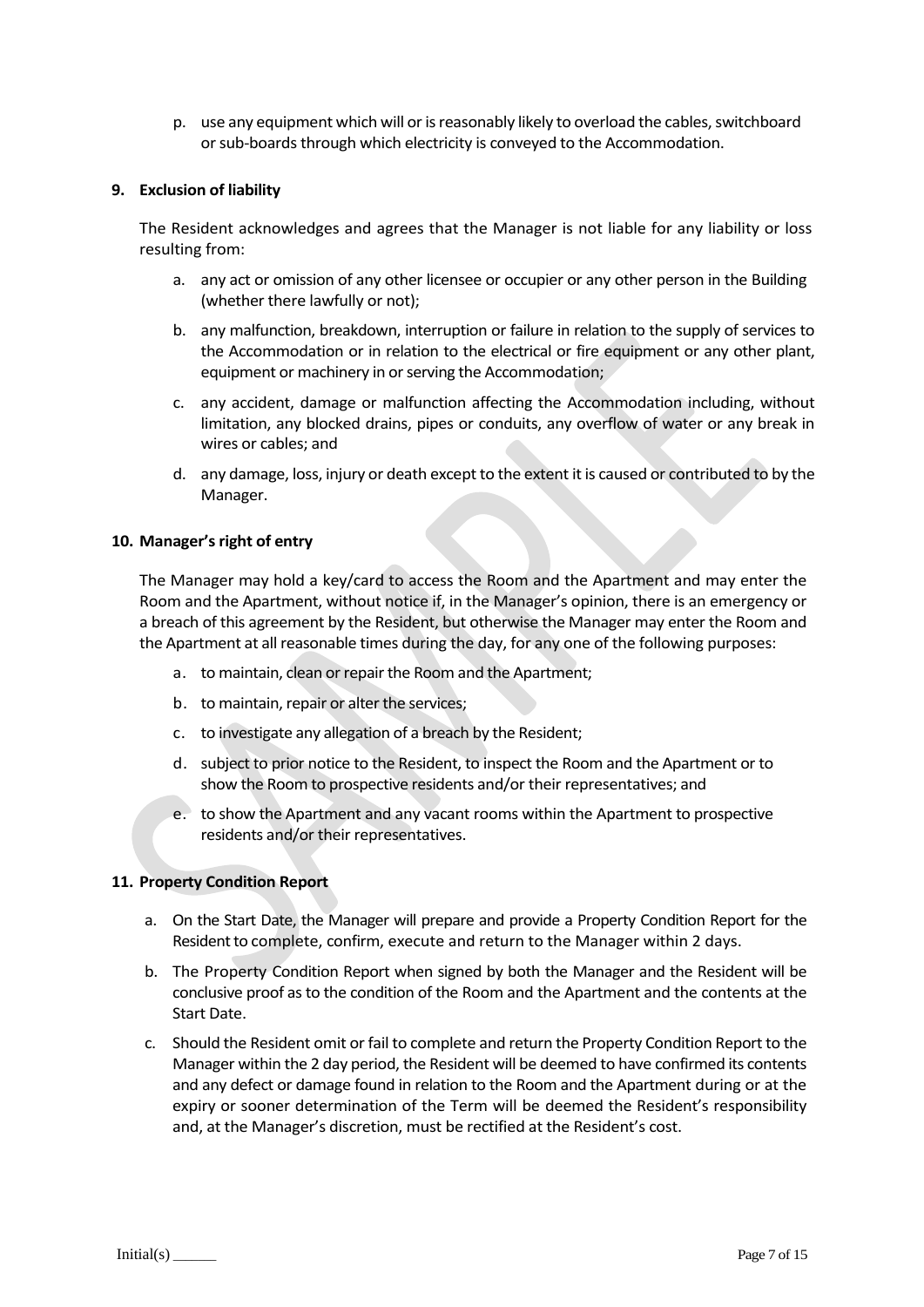p. use any equipment which will or is reasonably likely to overload the cables, switchboard or sub-boards through which electricity is conveyed to the Accommodation.

**9. Exclusion of liability**

The Resident acknowledges and agrees that the Manager is not liable for any liability or loss resulting from:

a. any act or omission of any other licensee or occupier or any other person in the Building (whether there lawfully or not);

b. any malfunction, breakdown, interruption or failure in relation to the supply of services to the Accommodation or in relation to the electrical or fire equipment or any other plant, equipment or machinery in or serving the Accommodation;

c. any accident, damage or malfunction affecting the Accommodation including, without limitation, any blocked drains, pipes or conduits, any overflow of water or any break in wires or cables; and

d. any damage, loss, injury or death except to the extent it is caused or contributed to by the Manager.

**10. Manager's right of entry**

The Manager may hold a key/card to access the Room and the Apartment and may enter the Room and the Apartment, without notice if, in the Manager's opinion, there is an emergency or a breach of this agreement by the Resident, but otherwise the Manager may enter the Room and the Apartment at all reasonable times during the day, for any one of the following purposes:

a. to maintain, clean or repair the Room and the Apartment;

b. to maintain, repair or alter the services;

c. to investigate any allegation of a breach by the Resident;

d. subject to prior notice to the Resident, to inspect the Room and the Apartment or to show the Room to prospective residents and/or their representatives; and

e. to show the Apartment and any vacant rooms within the Apartment to prospective residents and/or their representatives.

**11. Property Condition Report**

a. On the Start Date, the Manager will prepare and provide a Property Condition Report for the Resident to complete, confirm, execute and return to the Manager within 2 days.

b. The Property Condition Report when signed by both the Manager and the Resident will be conclusive proof as to the condition of the Room and the Apartment and the contents at the Start Date.

c. Should the Resident omit or fail to complete and return the Property Condition Report to the Manager within the 2 day period, the Resident will be deemed to have confirmed its contents and any defect or damage found in relation to the Room and the Apartment during or at the expiry or sooner determination of the Term will be deemed the Resident's responsibility and, at the Manager's discretion, must be rectified at the Resident's cost.

Initial(s) ______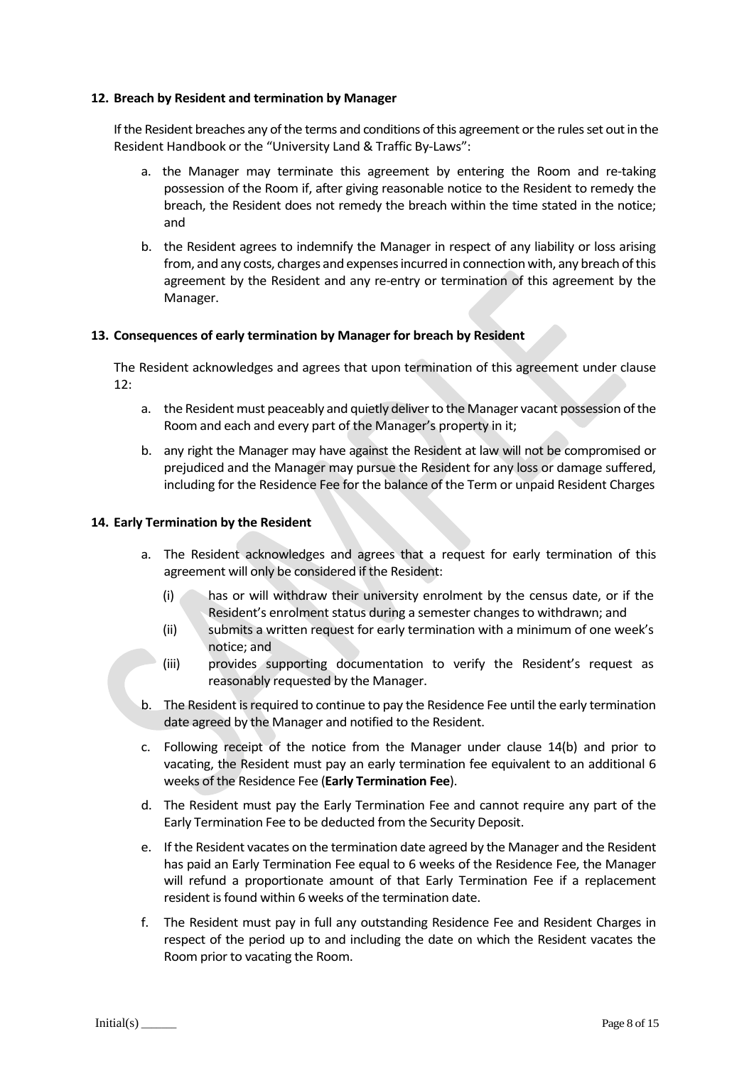## 12. Breach by Resident and termination by Manager

If the Resident breaches any of the terms and conditions of this agreement or the rules set out in the Resident Handbook or the "University Land & Traffic By-Laws":

a. the Manager may terminate this agreement by entering the Room and re-taking possession of the Room if, after giving reasonable notice to the Resident to remedy the breach, the Resident does not remedy the breach within the time stated in the notice; and

b. the Resident agrees to indemnify the Manager in respect of any liability or loss arising from, and any costs, charges and expenses incurred in connection with, any breach of this agreement by the Resident and any re-entry or termination of this agreement by the Manager.

## 13. Consequences of early termination by Manager for breach by Resident

The Resident acknowledges and agrees that upon termination of this agreement under clause 12:

a. the Resident must peaceably and quietly deliver to the Manager vacant possession of the Room and each and every part of the Manager's property in it;

b. any right the Manager may have against the Resident at law will not be compromised or prejudiced and the Manager may pursue the Resident for any loss or damage suffered, including for the Residence Fee for the balance of the Term or unpaid Resident Charges

## 14. Early Termination by the Resident

a. The Resident acknowledges and agrees that a request for early termination of this agreement will only be considered if the Resident:

   (i) has or will withdraw their university enrolment by the census date, or if the Resident's enrolment status during a semester changes to withdrawn; and

   (ii) submits a written request for early termination with a minimum of one week's notice; and

   (iii) provides supporting documentation to verify the Resident's request as reasonably requested by the Manager.

b. The Resident is required to continue to pay the Residence Fee until the early termination date agreed by the Manager and notified to the Resident.

c. Following receipt of the notice from the Manager under clause 14(b) and prior to vacating, the Resident must pay an early termination fee equivalent to an additional 6 weeks of the Residence Fee (**Early Termination Fee**).

d. The Resident must pay the Early Termination Fee and cannot require any part of the Early Termination Fee to be deducted from the Security Deposit.

e. If the Resident vacates on the termination date agreed by the Manager and the Resident has paid an Early Termination Fee equal to 6 weeks of the Residence Fee, the Manager will refund a proportionate amount of that Early Termination Fee if a replacement resident is found within 6 weeks of the termination date.

f. The Resident must pay in full any outstanding Residence Fee and Resident Charges in respect of the period up to and including the date on which the Resident vacates the Room prior to vacating the Room.

Initial(s) ______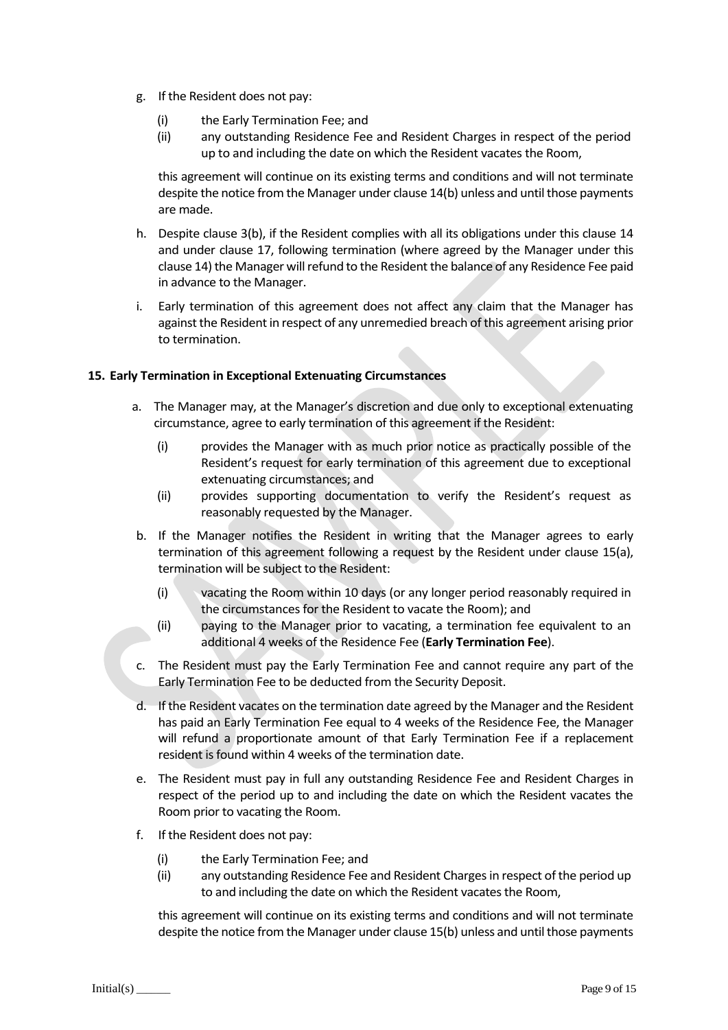g. If the Resident does not pay:

   (i) the Early Termination Fee; and
   (ii) any outstanding Residence Fee and Resident Charges in respect of the period up to and including the date on which the Resident vacates the Room,

   this agreement will continue on its existing terms and conditions and will not terminate despite the notice from the Manager under clause 14(b) unless and until those payments are made.

h. Despite clause 3(b), if the Resident complies with all its obligations under this clause 14 and under clause 17, following termination (where agreed by the Manager under this clause 14) the Manager will refund to the Resident the balance of any Residence Fee paid in advance to the Manager.

i. Early termination of this agreement does not affect any claim that the Manager has against the Resident in respect of any unremedied breach of this agreement arising prior to termination.

**15. Early Termination in Exceptional Extenuating Circumstances**

a. The Manager may, at the Manager's discretion and due only to exceptional extenuating circumstance, agree to early termination of this agreement if the Resident:

   (i) provides the Manager with as much prior notice as practically possible of the Resident's request for early termination of this agreement due to exceptional extenuating circumstances; and
   (ii) provides supporting documentation to verify the Resident's request as reasonably requested by the Manager.

b. If the Manager notifies the Resident in writing that the Manager agrees to early termination of this agreement following a request by the Resident under clause 15(a), termination will be subject to the Resident:

   (i) vacating the Room within 10 days (or any longer period reasonably required in the circumstances for the Resident to vacate the Room); and
   (ii) paying to the Manager prior to vacating, a termination fee equivalent to an additional 4 weeks of the Residence Fee (**Early Termination Fee**).

c. The Resident must pay the Early Termination Fee and cannot require any part of the Early Termination Fee to be deducted from the Security Deposit.

d. If the Resident vacates on the termination date agreed by the Manager and the Resident has paid an Early Termination Fee equal to 4 weeks of the Residence Fee, the Manager will refund a proportionate amount of that Early Termination Fee if a replacement resident is found within 4 weeks of the termination date.

e. The Resident must pay in full any outstanding Residence Fee and Resident Charges in respect of the period up to and including the date on which the Resident vacates the Room prior to vacating the Room.

f. If the Resident does not pay:

   (i) the Early Termination Fee; and
   (ii) any outstanding Residence Fee and Resident Charges in respect of the period up to and including the date on which the Resident vacates the Room,

   this agreement will continue on its existing terms and conditions and will not terminate despite the notice from the Manager under clause 15(b) unless and until those payments

Initial(s) ______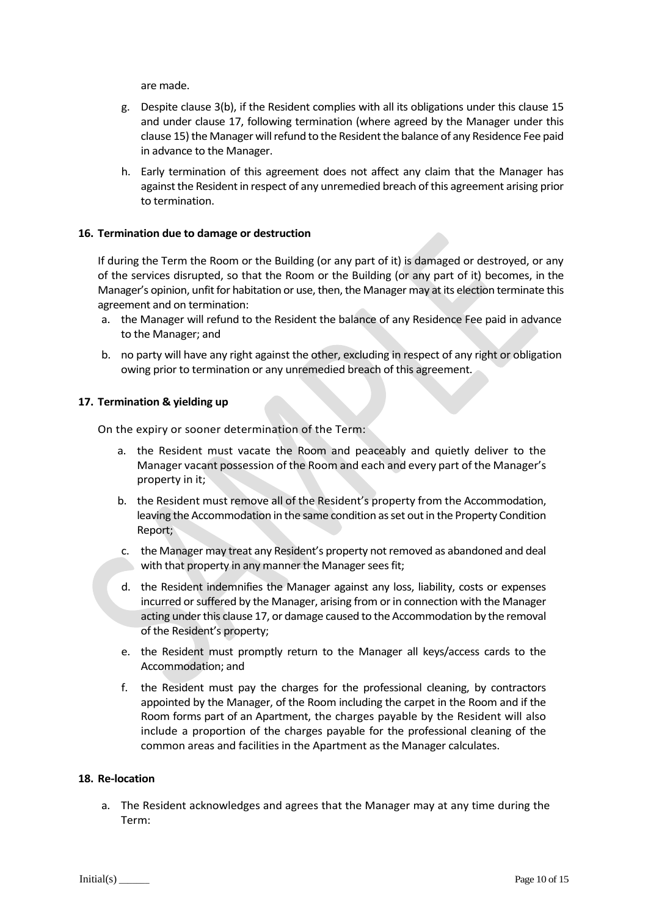are made.

g. Despite clause 3(b), if the Resident complies with all its obligations under this clause 15 and under clause 17, following termination (where agreed by the Manager under this clause 15) the Manager will refund to the Resident the balance of any Residence Fee paid in advance to the Manager.

h. Early termination of this agreement does not affect any claim that the Manager has against the Resident in respect of any unremedied breach of this agreement arising prior to termination.

## 16. Termination due to damage or destruction

If during the Term the Room or the Building (or any part of it) is damaged or destroyed, or any of the services disrupted, so that the Room or the Building (or any part of it) becomes, in the Manager's opinion, unfit for habitation or use, then, the Manager may at its election terminate this agreement and on termination:

a. the Manager will refund to the Resident the balance of any Residence Fee paid in advance to the Manager; and

b. no party will have any right against the other, excluding in respect of any right or obligation owing prior to termination or any unremedied breach of this agreement.

## 17. Termination & yielding up

On the expiry or sooner determination of the Term:

a. the Resident must vacate the Room and peaceably and quietly deliver to the Manager vacant possession of the Room and each and every part of the Manager's property in it;

b. the Resident must remove all of the Resident's property from the Accommodation, leaving the Accommodation in the same condition as set out in the Property Condition Report;

c. the Manager may treat any Resident's property not removed as abandoned and deal with that property in any manner the Manager sees fit;

d. the Resident indemnifies the Manager against any loss, liability, costs or expenses incurred or suffered by the Manager, arising from or in connection with the Manager acting under this clause 17, or damage caused to the Accommodation by the removal of the Resident's property;

e. the Resident must promptly return to the Manager all keys/access cards to the Accommodation; and

f. the Resident must pay the charges for the professional cleaning, by contractors appointed by the Manager, of the Room including the carpet in the Room and if the Room forms part of an Apartment, the charges payable by the Resident will also include a proportion of the charges payable for the professional cleaning of the common areas and facilities in the Apartment as the Manager calculates.

## 18. Re-location

a. The Resident acknowledges and agrees that the Manager may at any time during the Term:

Initial(s) ______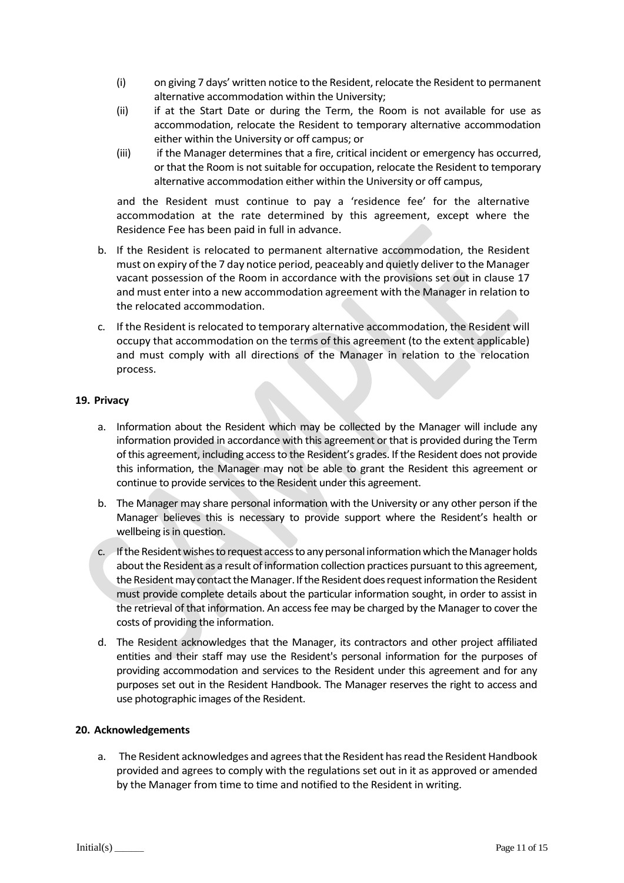(i) on giving 7 days' written notice to the Resident, relocate the Resident to permanent alternative accommodation within the University;

(ii) if at the Start Date or during the Term, the Room is not available for use as accommodation, relocate the Resident to temporary alternative accommodation either within the University or off campus; or

(iii) if the Manager determines that a fire, critical incident or emergency has occurred, or that the Room is not suitable for occupation, relocate the Resident to temporary alternative accommodation either within the University or off campus,

and the Resident must continue to pay a 'residence fee' for the alternative accommodation at the rate determined by this agreement, except where the Residence Fee has been paid in full in advance.

b. If the Resident is relocated to permanent alternative accommodation, the Resident must on expiry of the 7 day notice period, peaceably and quietly deliver to the Manager vacant possession of the Room in accordance with the provisions set out in clause 17 and must enter into a new accommodation agreement with the Manager in relation to the relocated accommodation.

c. If the Resident is relocated to temporary alternative accommodation, the Resident will occupy that accommodation on the terms of this agreement (to the extent applicable) and must comply with all directions of the Manager in relation to the relocation process.

**19. Privacy**

a. Information about the Resident which may be collected by the Manager will include any information provided in accordance with this agreement or that is provided during the Term of this agreement, including access to the Resident's grades. If the Resident does not provide this information, the Manager may not be able to grant the Resident this agreement or continue to provide services to the Resident under this agreement.

b. The Manager may share personal information with the University or any other person if the Manager believes this is necessary to provide support where the Resident's health or wellbeing is in question.

c. If the Resident wishes to request access to any personal information which the Manager holds about the Resident as a result of information collection practices pursuant to this agreement, the Resident may contact the Manager. If the Resident does request information the Resident must provide complete details about the particular information sought, in order to assist in the retrieval of that information. An access fee may be charged by the Manager to cover the costs of providing the information.

d. The Resident acknowledges that the Manager, its contractors and other project affiliated entities and their staff may use the Resident's personal information for the purposes of providing accommodation and services to the Resident under this agreement and for any purposes set out in the Resident Handbook. The Manager reserves the right to access and use photographic images of the Resident.

**20. Acknowledgements**

a. The Resident acknowledges and agrees that the Resident has read the Resident Handbook provided and agrees to comply with the regulations set out in it as approved or amended by the Manager from time to time and notified to the Resident in writing.

Initial(s) ______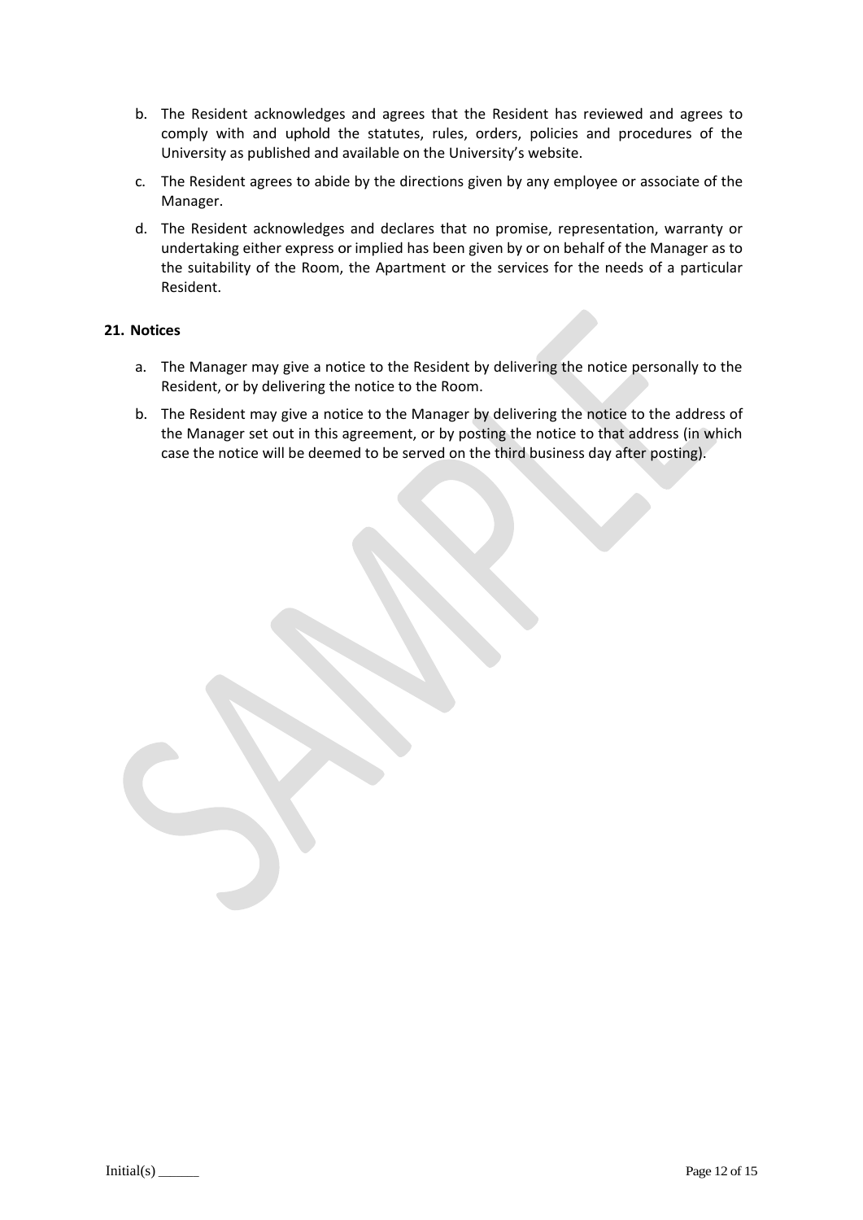b. The Resident acknowledges and agrees that the Resident has reviewed and agrees to comply with and uphold the statutes, rules, orders, policies and procedures of the University as published and available on the University's website.

c. The Resident agrees to abide by the directions given by any employee or associate of the Manager.

d. The Resident acknowledges and declares that no promise, representation, warranty or undertaking either express or implied has been given by or on behalf of the Manager as to the suitability of the Room, the Apartment or the services for the needs of a particular Resident.

## 21. Notices

a. The Manager may give a notice to the Resident by delivering the notice personally to the Resident, or by delivering the notice to the Room.

b. The Resident may give a notice to the Manager by delivering the notice to the address of the Manager set out in this agreement, or by posting the notice to that address (in which case the notice will be deemed to be served on the third business day after posting).

Initial(s) ______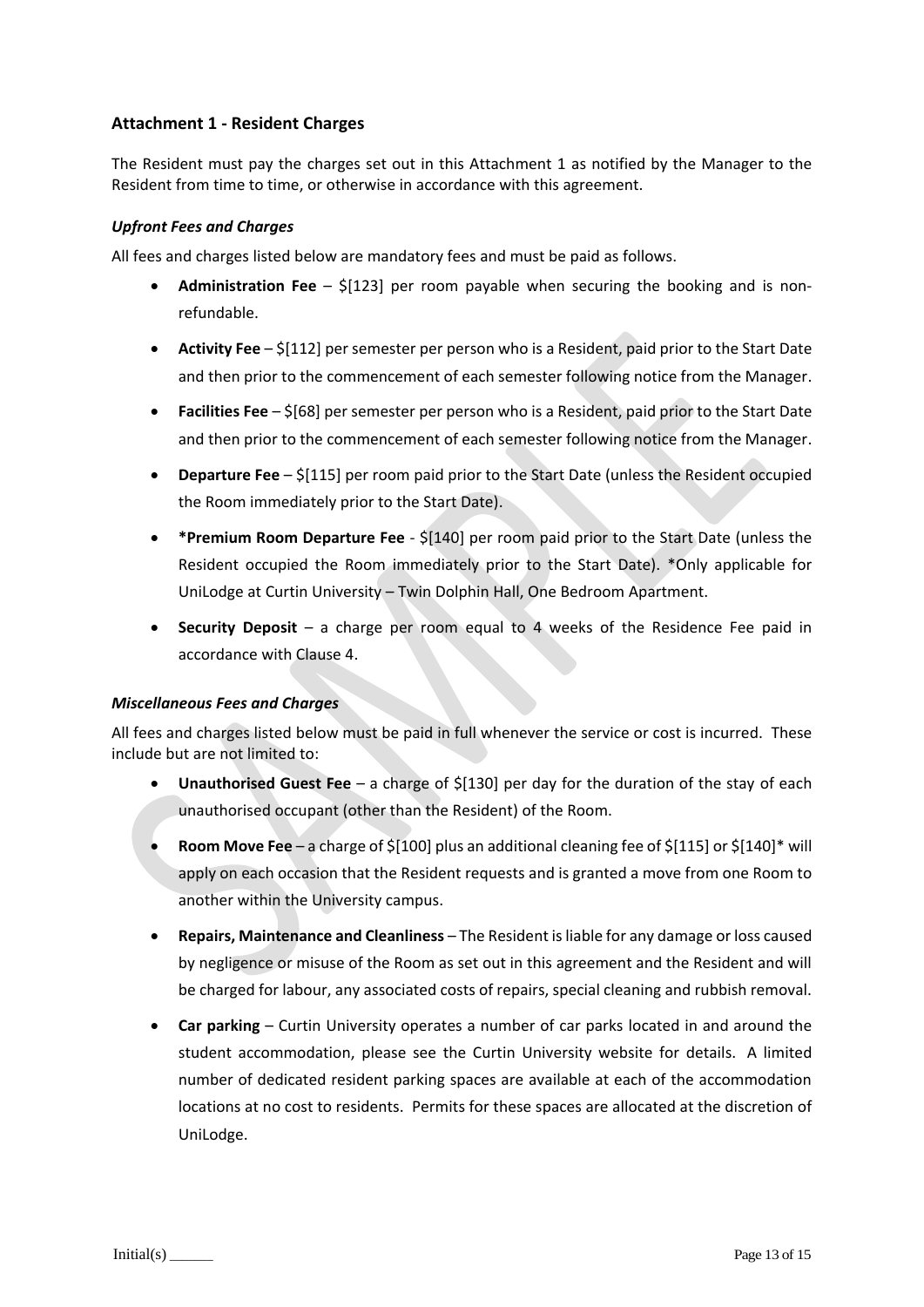## Attachment 1 - Resident Charges

The Resident must pay the charges set out in this Attachment 1 as notified by the Manager to the Resident from time to time, or otherwise in accordance with this agreement.

### *Upfront Fees and Charges*

All fees and charges listed below are mandatory fees and must be paid as follows.

- **Administration Fee** – $[123] per room payable when securing the booking and is non-refundable.
- **Activity Fee** – $[112] per semester per person who is a Resident, paid prior to the Start Date and then prior to the commencement of each semester following notice from the Manager.
- **Facilities Fee** – $[68] per semester per person who is a Resident, paid prior to the Start Date and then prior to the commencement of each semester following notice from the Manager.
- **Departure Fee** – $[115] per room paid prior to the Start Date (unless the Resident occupied the Room immediately prior to the Start Date).
- ***Premium Room Departure Fee** - $[140] per room paid prior to the Start Date (unless the Resident occupied the Room immediately prior to the Start Date). *Only applicable for UniLodge at Curtin University – Twin Dolphin Hall, One Bedroom Apartment.
- **Security Deposit** – a charge per room equal to 4 weeks of the Residence Fee paid in accordance with Clause 4.

### *Miscellaneous Fees and Charges*

All fees and charges listed below must be paid in full whenever the service or cost is incurred. These include but are not limited to:

- **Unauthorised Guest Fee** – a charge of $[130] per day for the duration of the stay of each unauthorised occupant (other than the Resident) of the Room.
- **Room Move Fee** – a charge of $[100] plus an additional cleaning fee of $[115] or $[140]* will apply on each occasion that the Resident requests and is granted a move from one Room to another within the University campus.
- **Repairs, Maintenance and Cleanliness** – The Resident is liable for any damage or loss caused by negligence or misuse of the Room as set out in this agreement and the Resident and will be charged for labour, any associated costs of repairs, special cleaning and rubbish removal.
- **Car parking** – Curtin University operates a number of car parks located in and around the student accommodation, please see the Curtin University website for details. A limited number of dedicated resident parking spaces are available at each of the accommodation locations at no cost to residents. Permits for these spaces are allocated at the discretion of UniLodge.

Initial(s) ______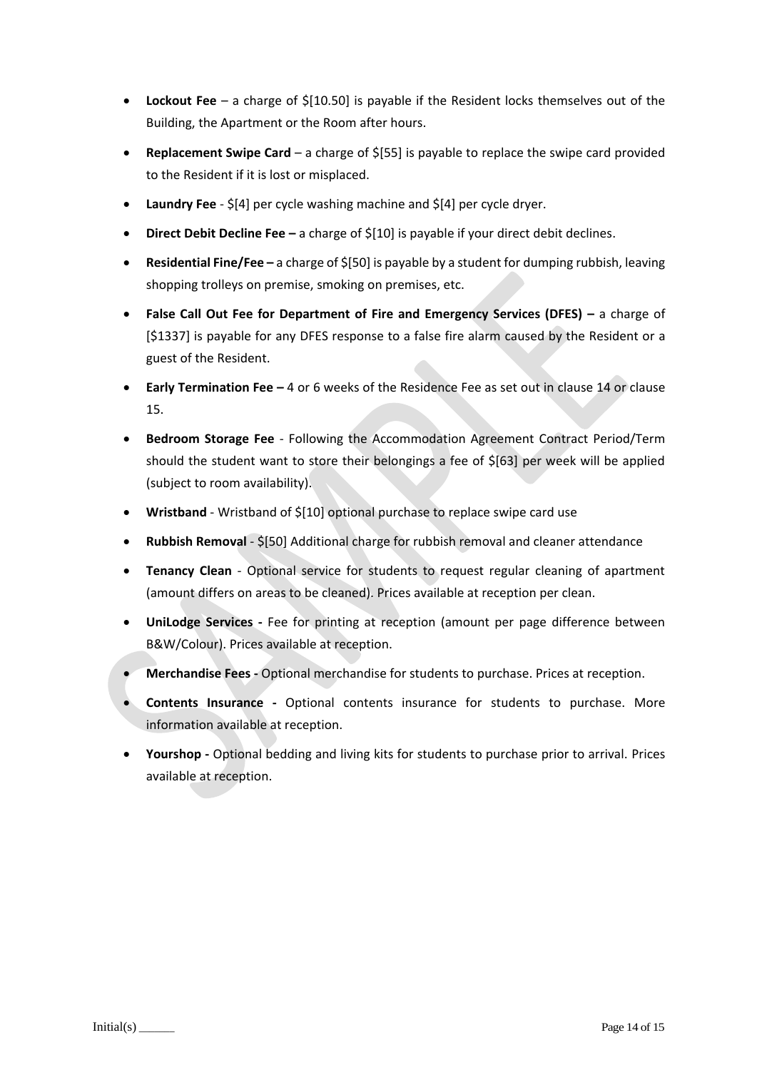- **Lockout Fee** – a charge of $[10.50] is payable if the Resident locks themselves out of the Building, the Apartment or the Room after hours.
- **Replacement Swipe Card** – a charge of $[55] is payable to replace the swipe card provided to the Resident if it is lost or misplaced.
- **Laundry Fee** - $[4] per cycle washing machine and $[4] per cycle dryer.
- **Direct Debit Decline Fee –** a charge of $[10] is payable if your direct debit declines.
- **Residential Fine/Fee –** a charge of $[50] is payable by a student for dumping rubbish, leaving shopping trolleys on premise, smoking on premises, etc.
- **False Call Out Fee for Department of Fire and Emergency Services (DFES) –** a charge of [$1337] is payable for any DFES response to a false fire alarm caused by the Resident or a guest of the Resident.
- **Early Termination Fee –** 4 or 6 weeks of the Residence Fee as set out in clause 14 or clause 15.
- **Bedroom Storage Fee** - Following the Accommodation Agreement Contract Period/Term should the student want to store their belongings a fee of $[63] per week will be applied (subject to room availability).
- **Wristband** - Wristband of $[10] optional purchase to replace swipe card use
- **Rubbish Removal** - $[50] Additional charge for rubbish removal and cleaner attendance
- **Tenancy Clean** - Optional service for students to request regular cleaning of apartment (amount differs on areas to be cleaned). Prices available at reception per clean.
- **UniLodge Services -** Fee for printing at reception (amount per page difference between B&W/Colour). Prices available at reception.
- **Merchandise Fees -** Optional merchandise for students to purchase. Prices at reception.
- **Contents Insurance -** Optional contents insurance for students to purchase. More information available at reception.
- **Yourshop -** Optional bedding and living kits for students to purchase prior to arrival. Prices available at reception.

Initial(s) ______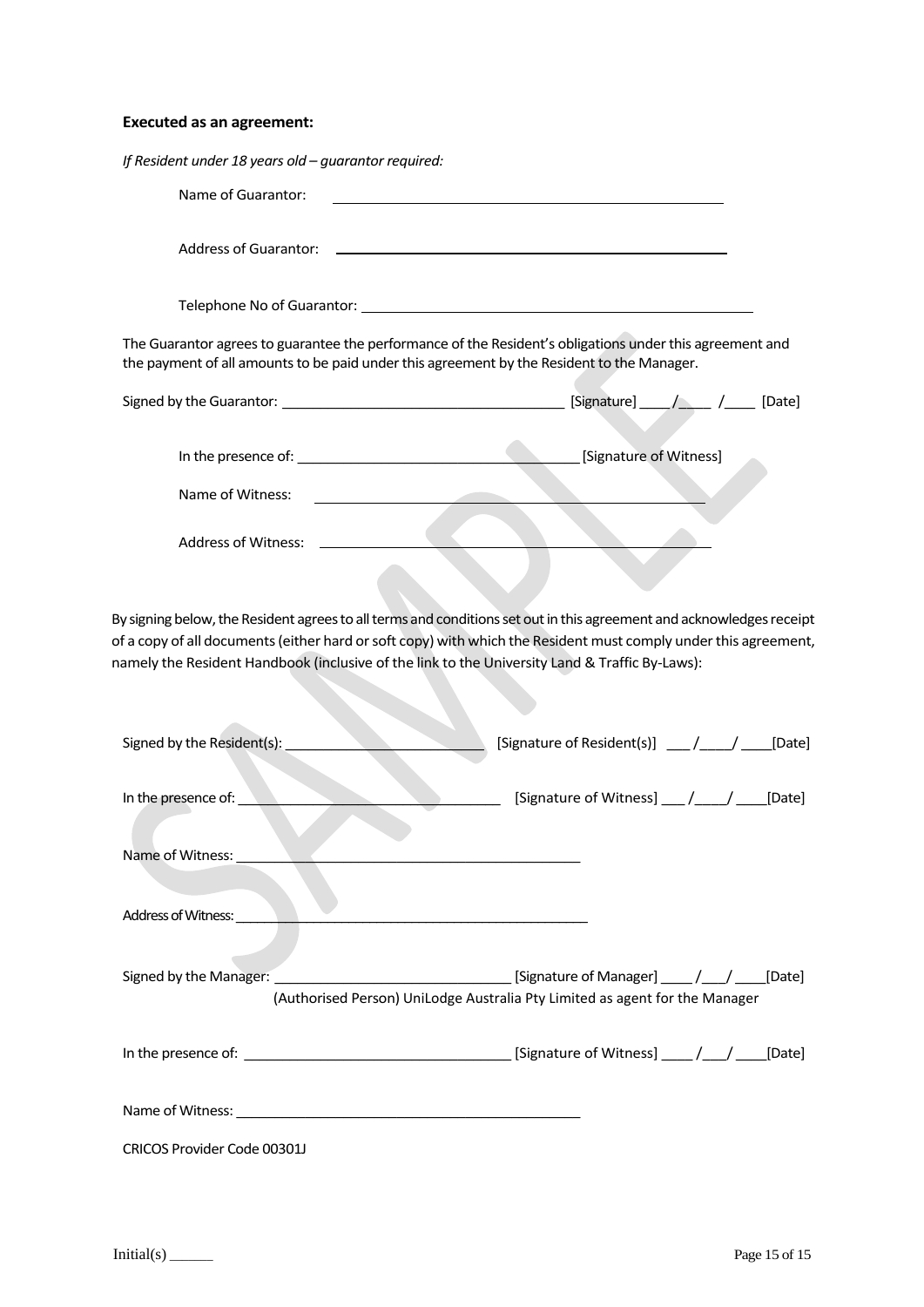**Executed as an agreement:**

*If Resident under 18 years old – guarantor required:*

Name of Guarantor: ______________________________

Address of Guarantor: ______________________________

Telephone No of Guarantor: ______________________________

The Guarantor agrees to guarantee the performance of the Resident's obligations under this agreement and the payment of all amounts to be paid under this agreement by the Resident to the Manager.

Signed by the Guarantor: ______________________________ [Signature] ____/____ /____ [Date]

In the presence of: ______________________________ [Signature of Witness]

Name of Witness: ______________________________

Address of Witness: ______________________________

By signing below, the Resident agrees to all terms and conditions set out in this agreement and acknowledges receipt of a copy of all documents (either hard or soft copy) with which the Resident must comply under this agreement, namely the Resident Handbook (inclusive of the link to the University Land & Traffic By-Laws):

Signed by the Resident(s): ______________________________ [Signature of Resident(s)] ___/____/ ____[Date]

In the presence of: ______________________________ [Signature of Witness] ___/____/ ____[Date]

Name of Witness: ______________________________

Address of Witness: ______________________________

Signed by the Manager: ______________________________ [Signature of Manager] ____/___/ ____[Date]
(Authorised Person) UniLodge Australia Pty Limited as agent for the Manager

In the presence of: ______________________________ [Signature of Witness] ____/___/ ____[Date]

Name of Witness: ______________________________

CRICOS Provider Code 00301J

Initial(s) ______